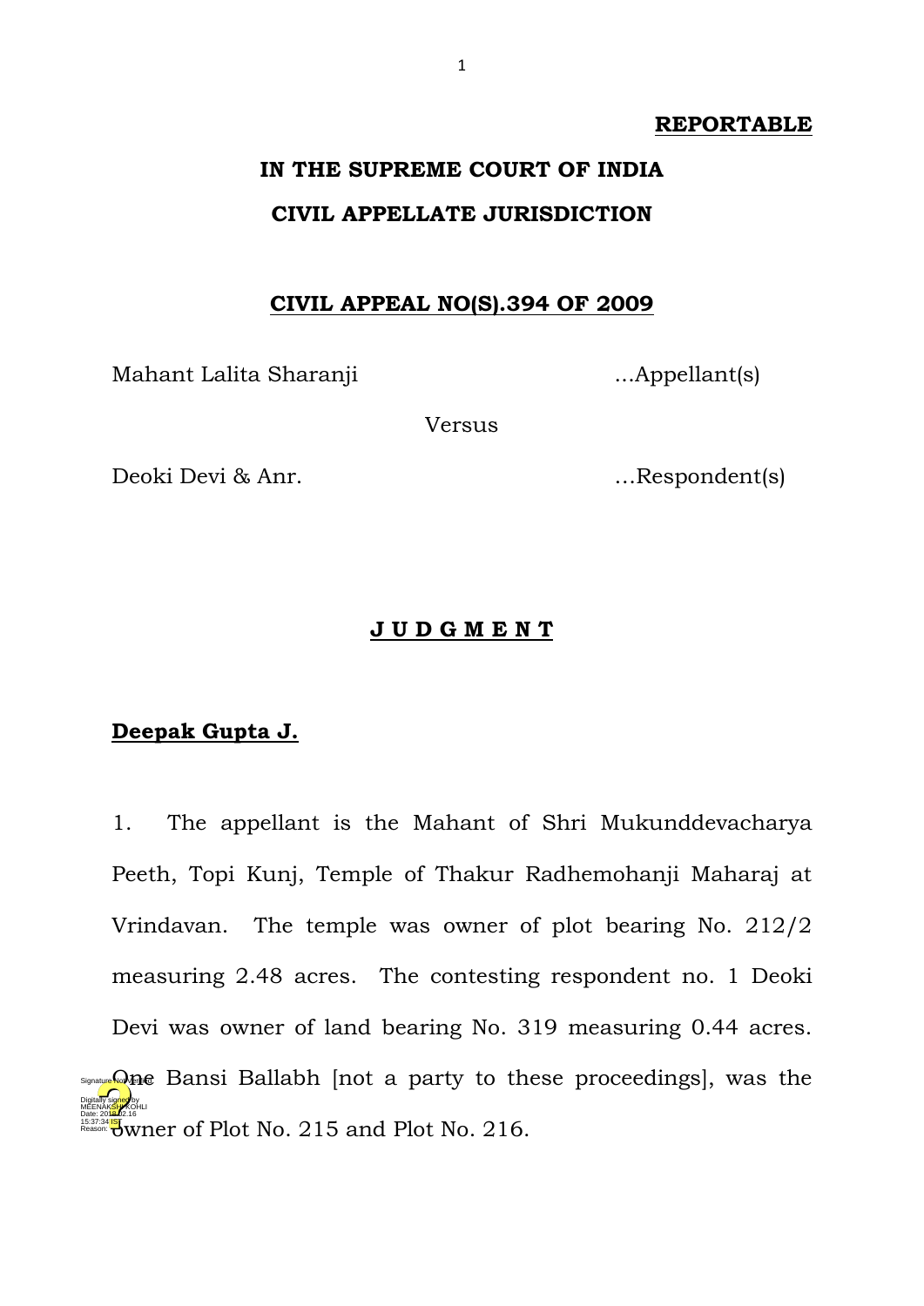**REPORTABLE**

**IN THE SUPREME COURT OF INDIA**

**CIVIL APPELLATE JURISDICTION**

**CIVIL APPEAL NO(S).394 OF 2009**

Mahant Lalita Sharanji ...Appellant(s)

Versus

Deoki Devi & Anr. …Respondent(s)

**J U D G M E N T**

**Deepak Gupta J.**

1. The appellant is the Mahant of Shri Mukunddevacharya Peeth, Topi Kunj, Temple of Thakur Radhemohanji Maharaj at Vrindavan. The temple was owner of plot bearing No. 212/2 measuring 2.48 acres. The contesting respondent no. 1 Deoki Devi was owner of land bearing No. 319 measuring 0.44 acres. One Bansi Ballabh [not a party to these proceedings], was the owner of Plot No. 215 and Plot No. 216.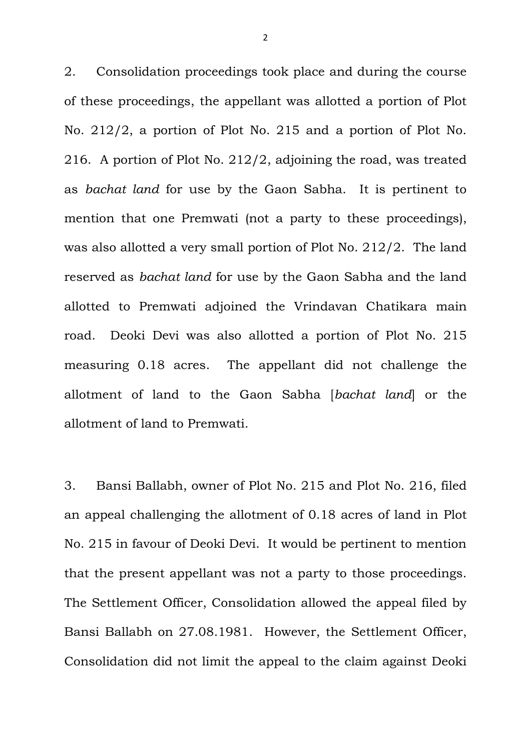2. Consolidation proceedings took place and during the course of these proceedings, the appellant was allotted a portion of Plot No. 212/2, a portion of Plot No. 215 and a portion of Plot No. 216. A portion of Plot No. 212/2, adjoining the road, was treated as *bachat land* for use by the Gaon Sabha. It is pertinent to mention that one Premwati (not a party to these proceedings), was also allotted a very small portion of Plot No. 212/2. The land reserved as *bachat land* for use by the Gaon Sabha and the land allotted to Premwati adjoined the Vrindavan Chatikara main road. Deoki Devi was also allotted a portion of Plot No. 215 measuring 0.18 acres. The appellant did not challenge the allotment of land to the Gaon Sabha [*bachat land*] or the allotment of land to Premwati.

3. Bansi Ballabh, owner of Plot No. 215 and Plot No. 216, filed an appeal challenging the allotment of 0.18 acres of land in Plot No. 215 in favour of Deoki Devi. It would be pertinent to mention that the present appellant was not a party to those proceedings. The Settlement Officer, Consolidation allowed the appeal filed by Bansi Ballabh on 27.08.1981. However, the Settlement Officer, Consolidation did not limit the appeal to the claim against Deoki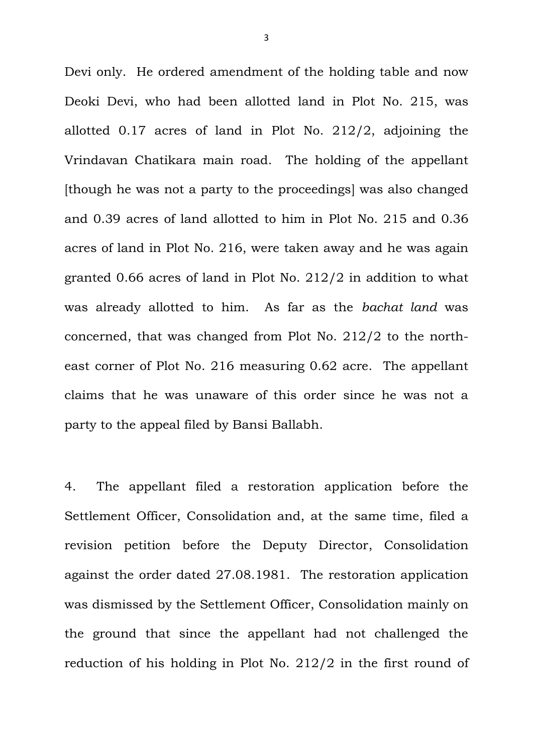Devi only. He ordered amendment of the holding table and now Deoki Devi, who had been allotted land in Plot No. 215, was allotted 0.17 acres of land in Plot No. 212/2, adjoining the Vrindavan Chatikara main road. The holding of the appellant [though he was not a party to the proceedings] was also changed and 0.39 acres of land allotted to him in Plot No. 215 and 0.36 acres of land in Plot No. 216, were taken away and he was again granted 0.66 acres of land in Plot No. 212/2 in addition to what was already allotted to him. As far as the *bachat land* was concerned, that was changed from Plot No. 212/2 to the north-east corner of Plot No. 216 measuring 0.62 acre. The appellant claims that he was unaware of this order since he was not a party to the appeal filed by Bansi Ballabh.

4. The appellant filed a restoration application before the Settlement Officer, Consolidation and, at the same time, filed a revision petition before the Deputy Director, Consolidation against the order dated 27.08.1981. The restoration application was dismissed by the Settlement Officer, Consolidation mainly on the ground that since the appellant had not challenged the reduction of his holding in Plot No. 212/2 in the first round of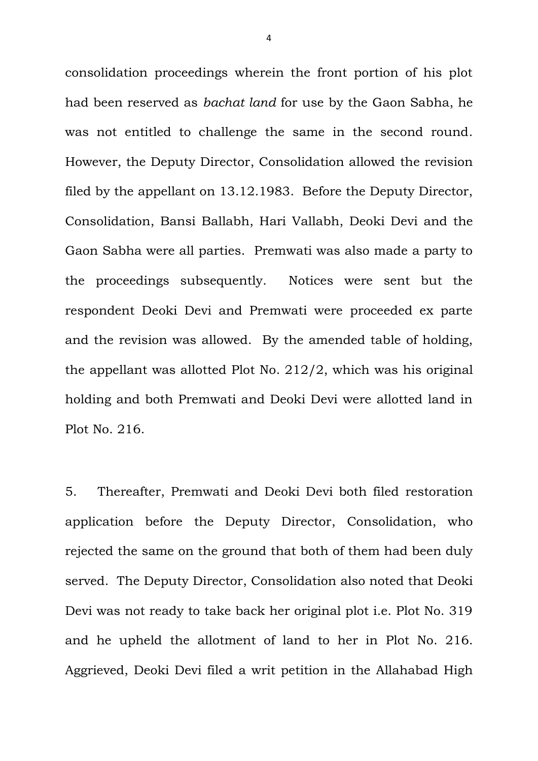consolidation proceedings wherein the front portion of his plot had been reserved as *bachat land* for use by the Gaon Sabha, he was not entitled to challenge the same in the second round. However, the Deputy Director, Consolidation allowed the revision filed by the appellant on 13.12.1983. Before the Deputy Director, Consolidation, Bansi Ballabh, Hari Vallabh, Deoki Devi and the Gaon Sabha were all parties. Premwati was also made a party to the proceedings subsequently. Notices were sent but the respondent Deoki Devi and Premwati were proceeded ex parte and the revision was allowed. By the amended table of holding, the appellant was allotted Plot No. 212/2, which was his original holding and both Premwati and Deoki Devi were allotted land in Plot No. 216.

5. Thereafter, Premwati and Deoki Devi both filed restoration application before the Deputy Director, Consolidation, who rejected the same on the ground that both of them had been duly served. The Deputy Director, Consolidation also noted that Deoki Devi was not ready to take back her original plot i.e. Plot No. 319 and he upheld the allotment of land to her in Plot No. 216. Aggrieved, Deoki Devi filed a writ petition in the Allahabad High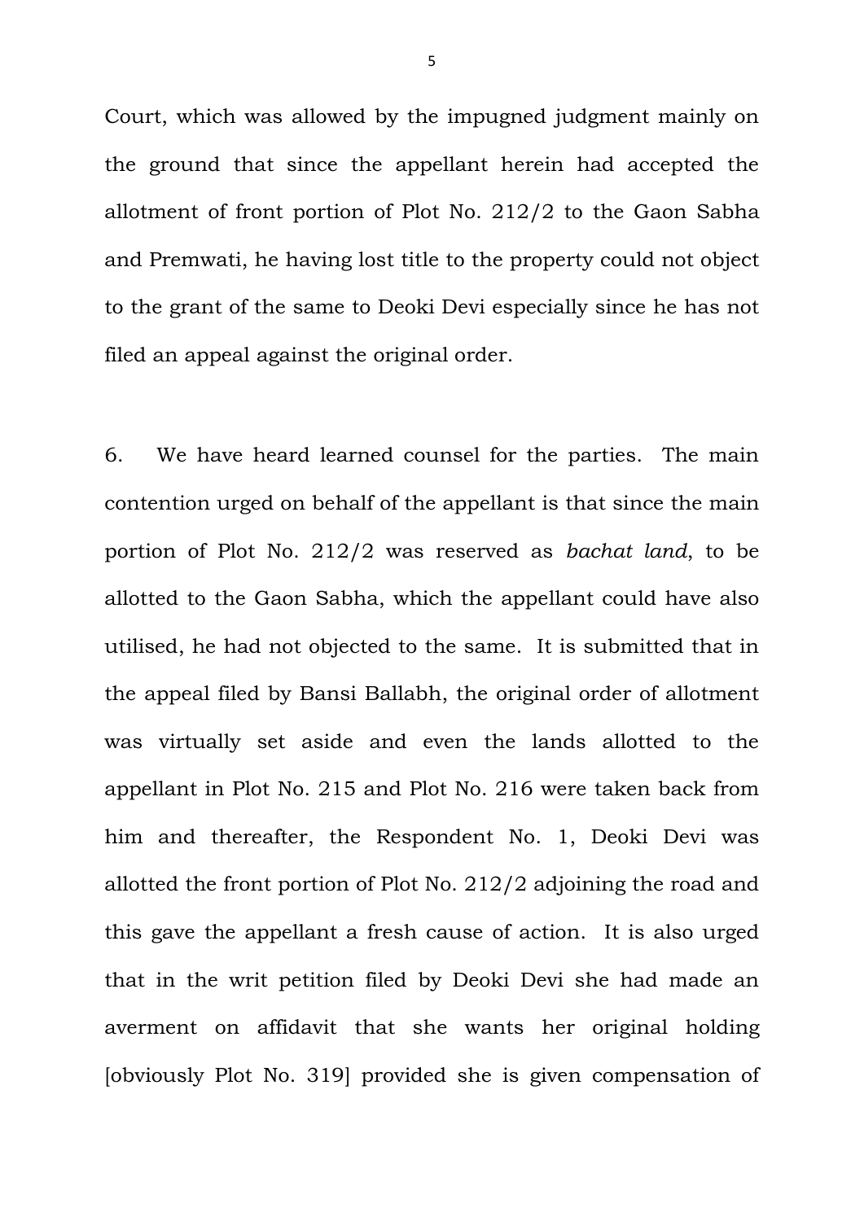Court, which was allowed by the impugned judgment mainly on the ground that since the appellant herein had accepted the allotment of front portion of Plot No. 212/2 to the Gaon Sabha and Premwati, he having lost title to the property could not object to the grant of the same to Deoki Devi especially since he has not filed an appeal against the original order.

6. We have heard learned counsel for the parties. The main contention urged on behalf of the appellant is that since the main portion of Plot No. 212/2 was reserved as *bachat land*, to be allotted to the Gaon Sabha, which the appellant could have also utilised, he had not objected to the same. It is submitted that in the appeal filed by Bansi Ballabh, the original order of allotment was virtually set aside and even the lands allotted to the appellant in Plot No. 215 and Plot No. 216 were taken back from him and thereafter, the Respondent No. 1, Deoki Devi was allotted the front portion of Plot No. 212/2 adjoining the road and this gave the appellant a fresh cause of action. It is also urged that in the writ petition filed by Deoki Devi she had made an averment on affidavit that she wants her original holding [obviously Plot No. 319] provided she is given compensation of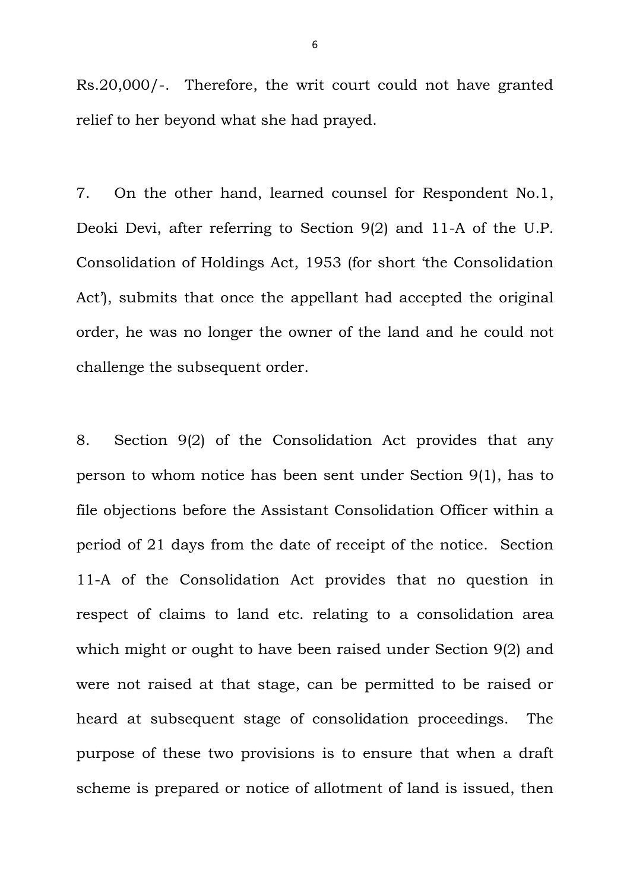Rs.20,000/-. Therefore, the writ court could not have granted relief to her beyond what she had prayed.

7. On the other hand, learned counsel for Respondent No.1, Deoki Devi, after referring to Section 9(2) and 11-A of the U.P. Consolidation of Holdings Act, 1953 (for short 'the Consolidation Act'), submits that once the appellant had accepted the original order, he was no longer the owner of the land and he could not challenge the subsequent order.

8. Section 9(2) of the Consolidation Act provides that any person to whom notice has been sent under Section 9(1), has to file objections before the Assistant Consolidation Officer within a period of 21 days from the date of receipt of the notice. Section 11-A of the Consolidation Act provides that no question in respect of claims to land etc. relating to a consolidation area which might or ought to have been raised under Section 9(2) and were not raised at that stage, can be permitted to be raised or heard at subsequent stage of consolidation proceedings. The purpose of these two provisions is to ensure that when a draft scheme is prepared or notice of allotment of land is issued, then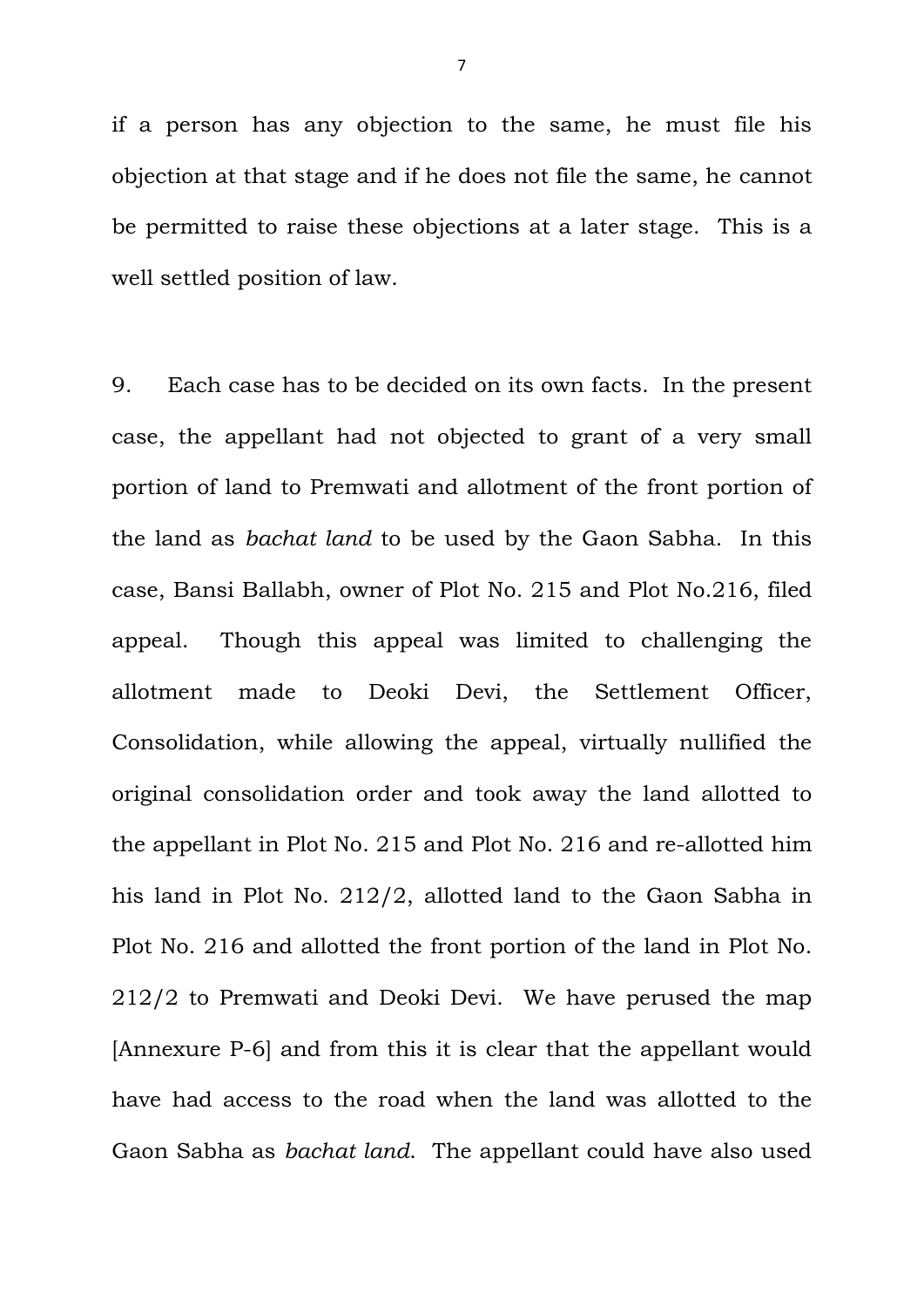if a person has any objection to the same, he must file his objection at that stage and if he does not file the same, he cannot be permitted to raise these objections at a later stage. This is a well settled position of law.

9. Each case has to be decided on its own facts. In the present case, the appellant had not objected to grant of a very small portion of land to Premwati and allotment of the front portion of the land as *bachat land* to be used by the Gaon Sabha. In this case, Bansi Ballabh, owner of Plot No. 215 and Plot No.216, filed appeal. Though this appeal was limited to challenging the allotment made to Deoki Devi, the Settlement Officer, Consolidation, while allowing the appeal, virtually nullified the original consolidation order and took away the land allotted to the appellant in Plot No. 215 and Plot No. 216 and re-allotted him his land in Plot No. 212/2, allotted land to the Gaon Sabha in Plot No. 216 and allotted the front portion of the land in Plot No. 212/2 to Premwati and Deoki Devi. We have perused the map [Annexure P-6] and from this it is clear that the appellant would have had access to the road when the land was allotted to the Gaon Sabha as *bachat land*. The appellant could have also used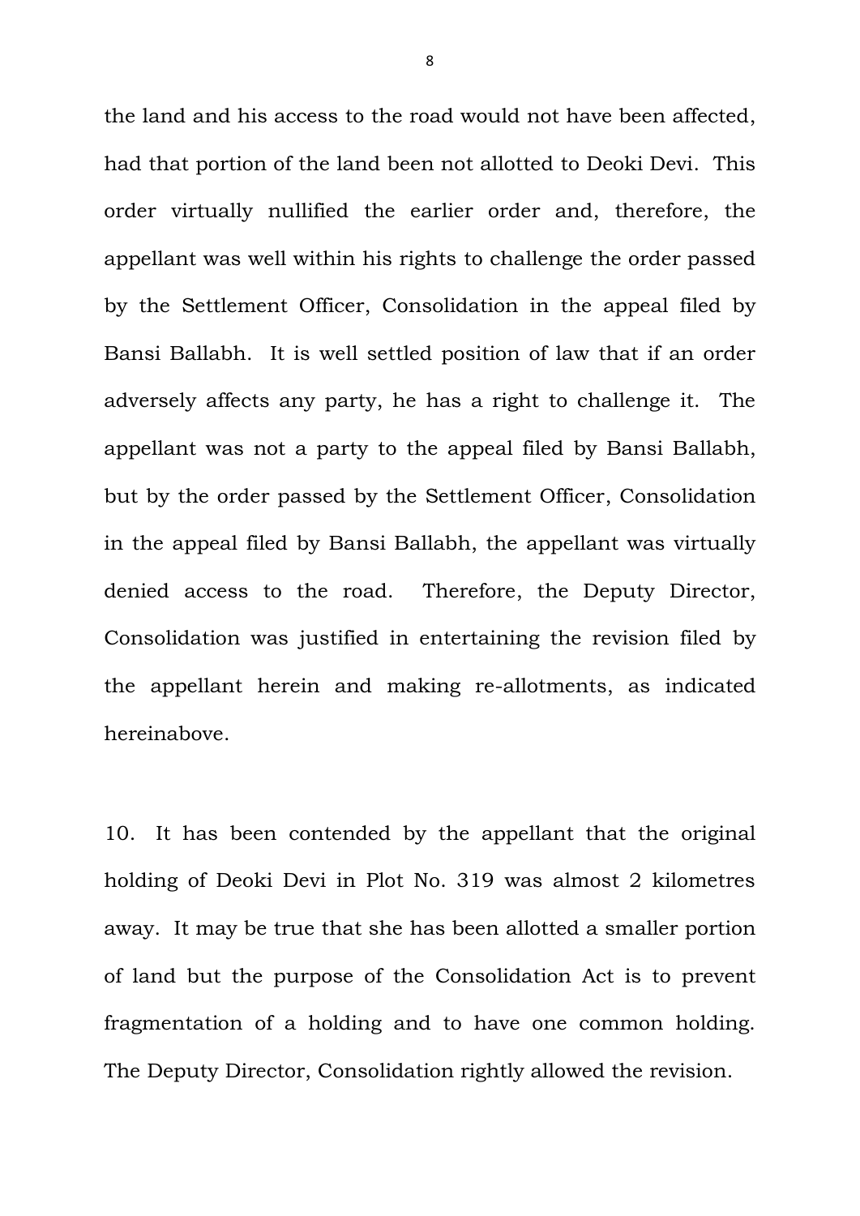the land and his access to the road would not have been affected, had that portion of the land been not allotted to Deoki Devi. This order virtually nullified the earlier order and, therefore, the appellant was well within his rights to challenge the order passed by the Settlement Officer, Consolidation in the appeal filed by Bansi Ballabh. It is well settled position of law that if an order adversely affects any party, he has a right to challenge it. The appellant was not a party to the appeal filed by Bansi Ballabh, but by the order passed by the Settlement Officer, Consolidation in the appeal filed by Bansi Ballabh, the appellant was virtually denied access to the road. Therefore, the Deputy Director, Consolidation was justified in entertaining the revision filed by the appellant herein and making re-allotments, as indicated hereinabove.

10. It has been contended by the appellant that the original holding of Deoki Devi in Plot No. 319 was almost 2 kilometres away. It may be true that she has been allotted a smaller portion of land but the purpose of the Consolidation Act is to prevent fragmentation of a holding and to have one common holding. The Deputy Director, Consolidation rightly allowed the revision.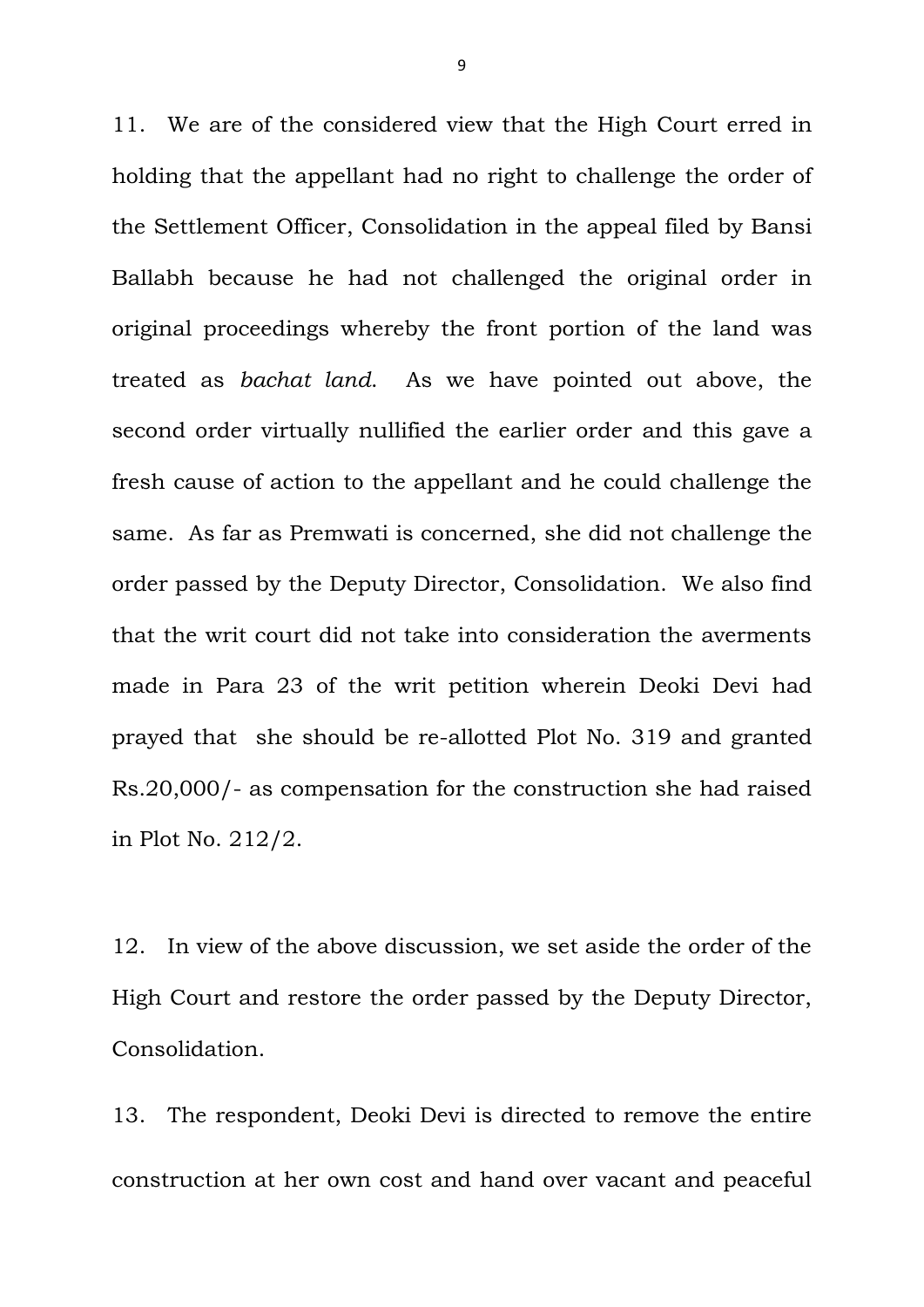11. We are of the considered view that the High Court erred in holding that the appellant had no right to challenge the order of the Settlement Officer, Consolidation in the appeal filed by Bansi Ballabh because he had not challenged the original order in original proceedings whereby the front portion of the land was treated as *bachat land*. As we have pointed out above, the second order virtually nullified the earlier order and this gave a fresh cause of action to the appellant and he could challenge the same. As far as Premwati is concerned, she did not challenge the order passed by the Deputy Director, Consolidation. We also find that the writ court did not take into consideration the averments made in Para 23 of the writ petition wherein Deoki Devi had prayed that she should be re-allotted Plot No. 319 and granted Rs.20,000/- as compensation for the construction she had raised in Plot No. 212/2.

12. In view of the above discussion, we set aside the order of the High Court and restore the order passed by the Deputy Director, Consolidation.

13. The respondent, Deoki Devi is directed to remove the entire construction at her own cost and hand over vacant and peaceful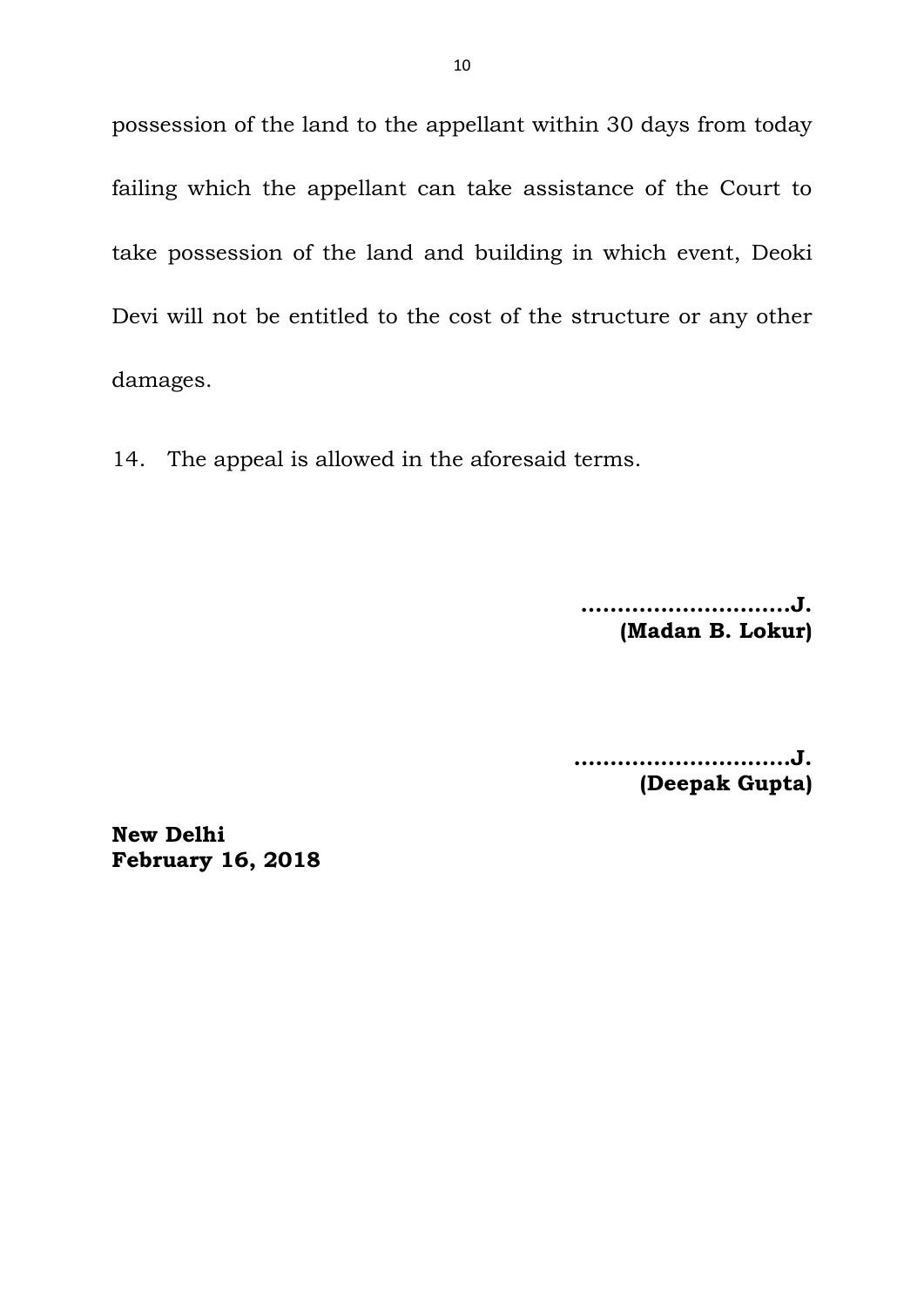possession of the land to the appellant within 30 days from today failing which the appellant can take assistance of the Court to take possession of the land and building in which event, Deoki Devi will not be entitled to the cost of the structure or any other damages.

14. The appeal is allowed in the aforesaid terms.

**……………………….J.**
**(Madan B. Lokur)**

**………………………..J.**
**(Deepak Gupta)**

**New Delhi**
**February 16, 2018**